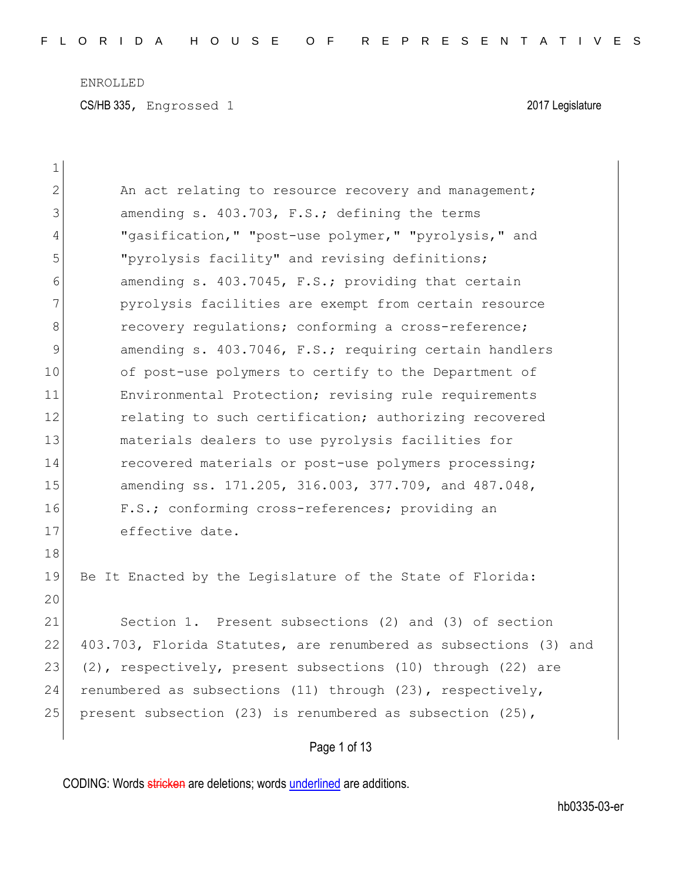ENROLLED

CS/HB 335, Engrossed 1 2017 Legislature

An act relating to resource recovery and management; amending s. 403.703, F.S.; defining the terms "gasification," "post-use polymer," "pyrolysis," and "pyrolysis facility" and revising definitions; amending s. 403.7045, F.S.; providing that certain pyrolysis facilities are exempt from certain resource recovery regulations; conforming a cross-reference; amending s. 403.7046, F.S.; requiring certain handlers of post-use polymers to certify to the Department of Environmental Protection; revising rule requirements relating to such certification; authorizing recovered materials dealers to use pyrolysis facilities for recovered materials or post-use polymers processing; amending ss. 171.205, 316.003, 377.709, and 487.048, F.S.; conforming cross-references; providing an effective date.

Be It Enacted by the Legislature of the State of Florida:

Section 1. Present subsections (2) and (3) of section 403.703, Florida Statutes, are renumbered as subsections (3) and (2), respectively, present subsections (10) through (22) are renumbered as subsections (11) through (23), respectively, present subsection (23) is renumbered as subsection (25),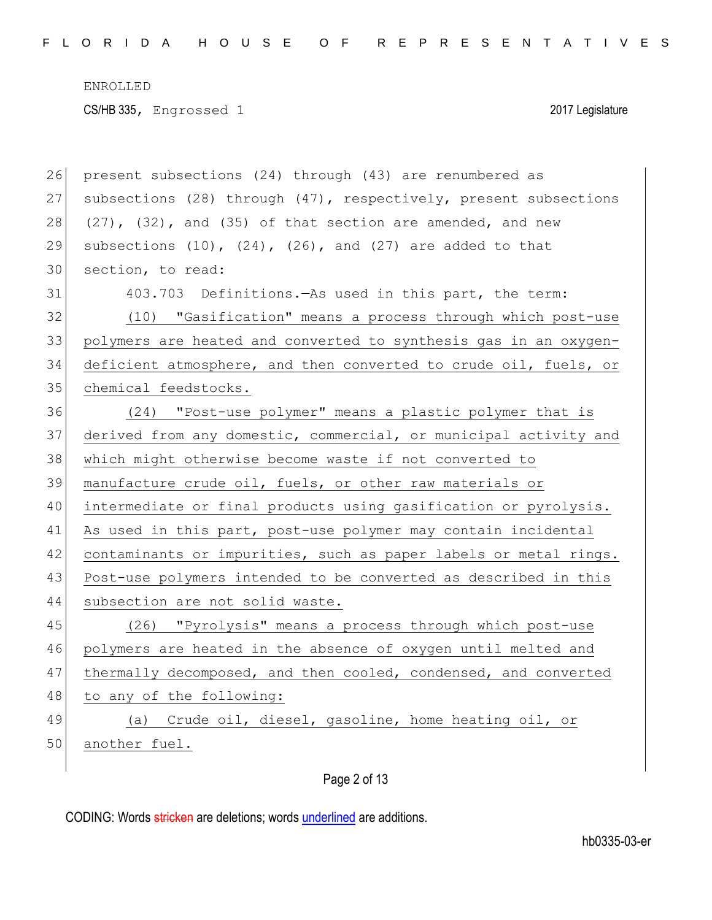present subsections (24) through (43) are renumbered as subsections (28) through (47), respectively, present subsections (27), (32), and (35) of that section are amended, and new subsections (10), (24), (26), and (27) are added to that section, to read:

403.703 Definitions.—As used in this part, the term:

(10) "Gasification" means a process through which post-use polymers are heated and converted to synthesis gas in an oxygen-deficient atmosphere, and then converted to crude oil, fuels, or chemical feedstocks.

(24) "Post-use polymer" means a plastic polymer that is derived from any domestic, commercial, or municipal activity and which might otherwise become waste if not converted to manufacture crude oil, fuels, or other raw materials or intermediate or final products using gasification or pyrolysis. As used in this part, post-use polymer may contain incidental contaminants or impurities, such as paper labels or metal rings. Post-use polymers intended to be converted as described in this subsection are not solid waste.

(26) "Pyrolysis" means a process through which post-use polymers are heated in the absence of oxygen until melted and thermally decomposed, and then cooled, condensed, and converted to any of the following:

(a) Crude oil, diesel, gasoline, home heating oil, or another fuel.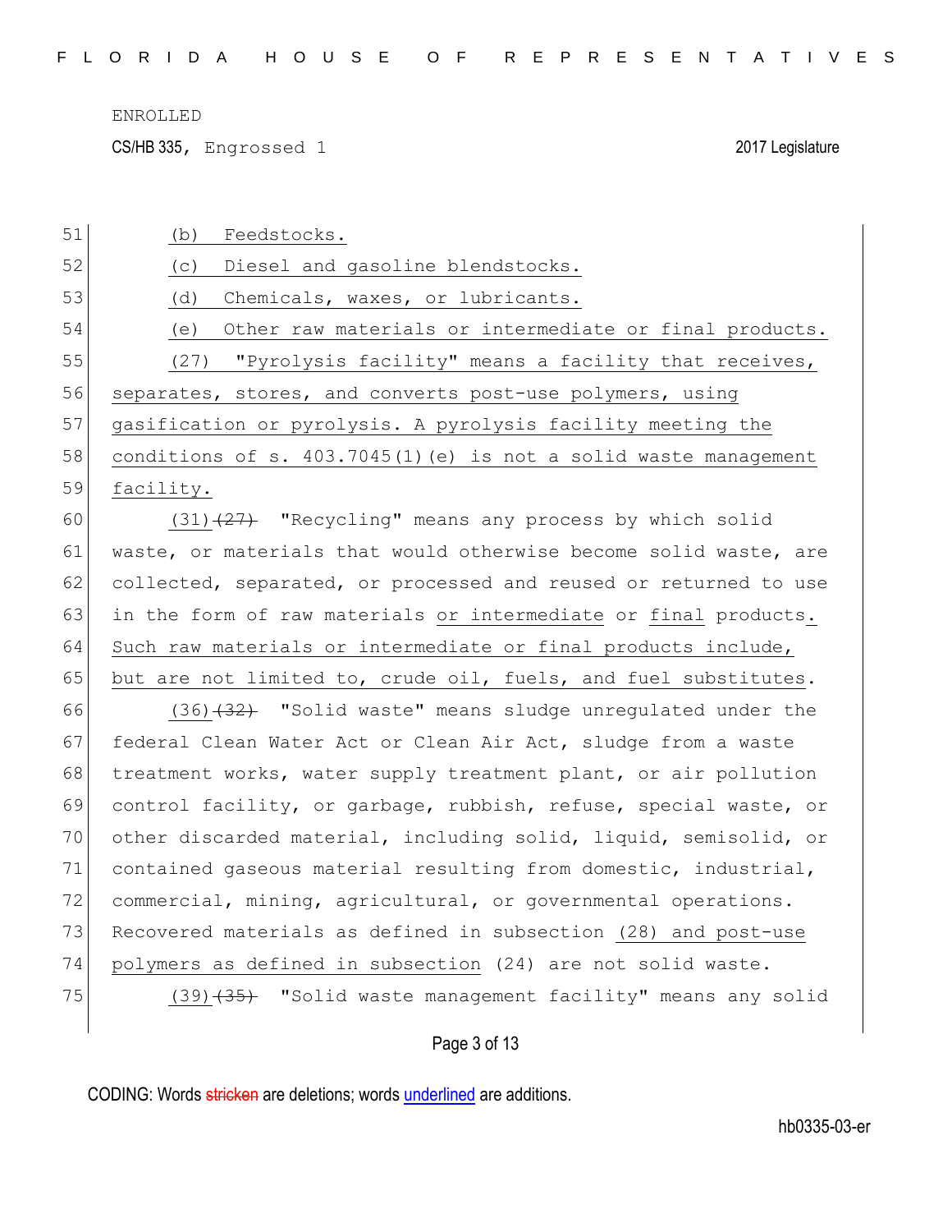ENROLLED

CS/HB 335, Engrossed 1 2017 Legislature

51 (b) Feedstocks.

52 (c) Diesel and gasoline blendstocks.

53 (d) Chemicals, waxes, or lubricants.

54 (e) Other raw materials or intermediate or final products.

55 (27) "Pyrolysis facility" means a facility that receives,
56 separates, stores, and converts post-use polymers, using
57 gasification or pyrolysis. A pyrolysis facility meeting the
58 conditions of s. 403.7045(1)(e) is not a solid waste management
59 facility.

60 (31) ~~(27)~~ "Recycling" means any process by which solid
61 waste, or materials that would otherwise become solid waste, are
62 collected, separated, or processed and reused or returned to use
63 in the form of raw materials or intermediate or final products.
64 Such raw materials or intermediate or final products include,
65 but are not limited to, crude oil, fuels, and fuel substitutes.

66 (36) ~~(32)~~ "Solid waste" means sludge unregulated under the
67 federal Clean Water Act or Clean Air Act, sludge from a waste
68 treatment works, water supply treatment plant, or air pollution
69 control facility, or garbage, rubbish, refuse, special waste, or
70 other discarded material, including solid, liquid, semisolid, or
71 contained gaseous material resulting from domestic, industrial,
72 commercial, mining, agricultural, or governmental operations.
73 Recovered materials as defined in subsection (28) and post-use
74 polymers as defined in subsection (24) are not solid waste.

75 (39) ~~(35)~~ "Solid waste management facility" means any solid

CODING: Words ~~stricken~~ are deletions; words underlined are additions.

hb0335-03-er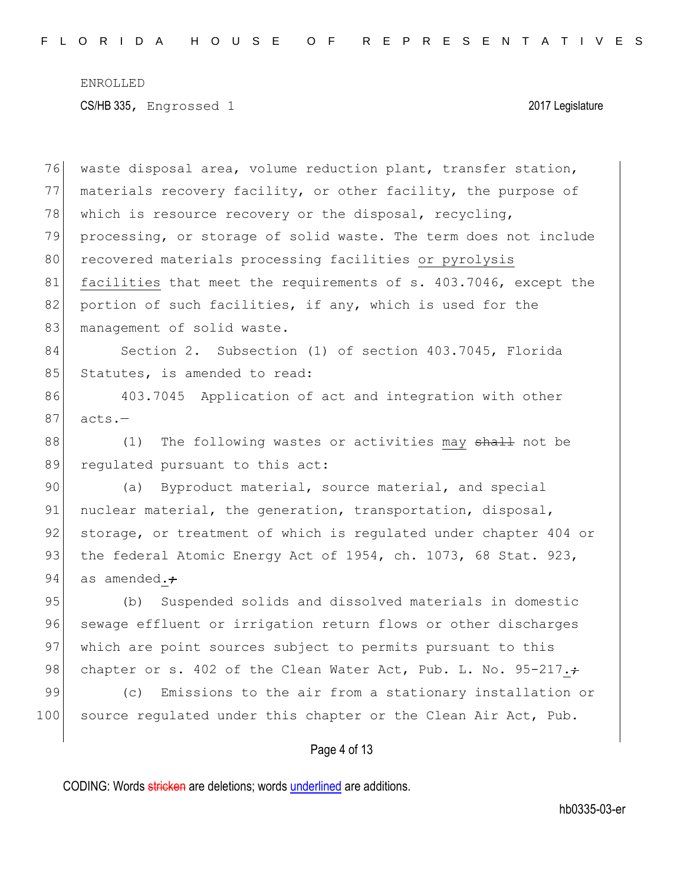waste disposal area, volume reduction plant, transfer station, materials recovery facility, or other facility, the purpose of which is resource recovery or the disposal, recycling, processing, or storage of solid waste. The term does not include recovered materials processing facilities <u>or pyrolysis facilities</u> that meet the requirements of s. 403.7046, except the portion of such facilities, if any, which is used for the management of solid waste.

Section 2. Subsection (1) of section 403.7045, Florida Statutes, is amended to read:

403.7045 Application of act and integration with other acts.—

(1) The following wastes or activities <u>may</u> ~~shall~~ not be regulated pursuant to this act:

(a) Byproduct material, source material, and special nuclear material, the generation, transportation, disposal, storage, or treatment of which is regulated under chapter 404 or the federal Atomic Energy Act of 1954, ch. 1073, 68 Stat. 923, as amended<u>.</u>~~;~~

(b) Suspended solids and dissolved materials in domestic sewage effluent or irrigation return flows or other discharges which are point sources subject to permits pursuant to this chapter or s. 402 of the Clean Water Act, Pub. L. No. 95-217<u>.</u>~~;~~

(c) Emissions to the air from a stationary installation or source regulated under this chapter or the Clean Air Act, Pub.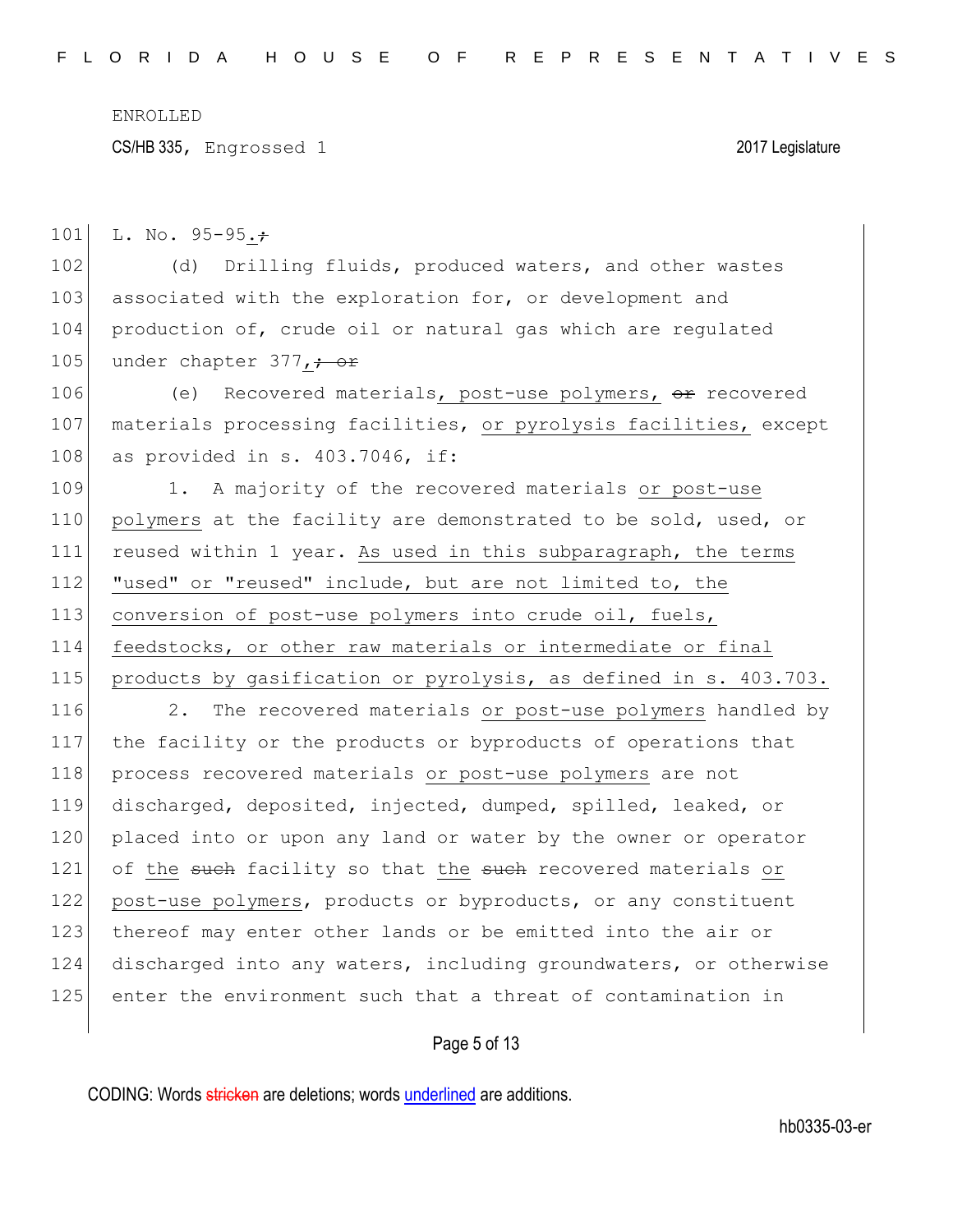ENROLLED

CS/HB 335, Engrossed 1 2017 Legislature

L. No. 95-95.;

(d) Drilling fluids, produced waters, and other wastes associated with the exploration for, or development and production of, crude oil or natural gas which are regulated under chapter 377,; or

(e) Recovered materials, post-use polymers, or recovered materials processing facilities, or pyrolysis facilities, except as provided in s. 403.7046, if:

1. A majority of the recovered materials or post-use polymers at the facility are demonstrated to be sold, used, or reused within 1 year. As used in this subparagraph, the terms "used" or "reused" include, but are not limited to, the conversion of post-use polymers into crude oil, fuels, feedstocks, or other raw materials or intermediate or final products by gasification or pyrolysis, as defined in s. 403.703.

2. The recovered materials or post-use polymers handled by the facility or the products or byproducts of operations that process recovered materials or post-use polymers are not discharged, deposited, injected, dumped, spilled, leaked, or placed into or upon any land or water by the owner or operator of the such facility so that the such recovered materials or post-use polymers, products or byproducts, or any constituent thereof may enter other lands or be emitted into the air or discharged into any waters, including groundwaters, or otherwise enter the environment such that a threat of contamination in

CODING: Words stricken are deletions; words underlined are additions.

hb0335-03-er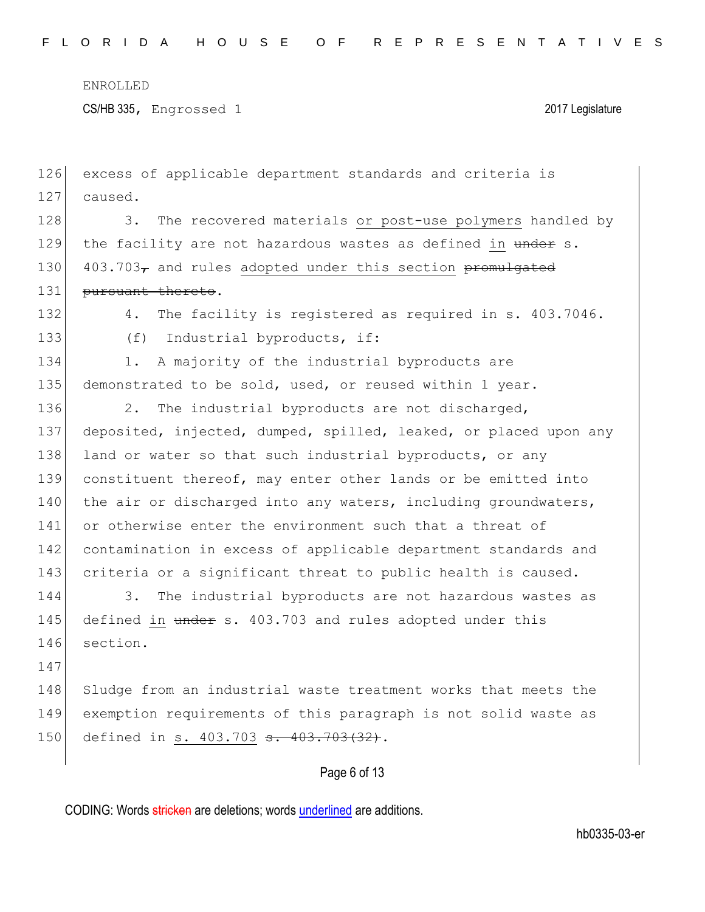excess of applicable department standards and criteria is caused.

3. The recovered materials or post-use polymers handled by the facility are not hazardous wastes as defined in ~~under~~ s. 403.703~~,~~ and rules adopted under this section ~~promulgated pursuant thereto~~.

4. The facility is registered as required in s. 403.7046.

(f) Industrial byproducts, if:

1. A majority of the industrial byproducts are demonstrated to be sold, used, or reused within 1 year.

2. The industrial byproducts are not discharged, deposited, injected, dumped, spilled, leaked, or placed upon any land or water so that such industrial byproducts, or any constituent thereof, may enter other lands or be emitted into the air or discharged into any waters, including groundwaters, or otherwise enter the environment such that a threat of contamination in excess of applicable department standards and criteria or a significant threat to public health is caused.

3. The industrial byproducts are not hazardous wastes as defined in ~~under~~ s. 403.703 and rules adopted under this section.

Sludge from an industrial waste treatment works that meets the exemption requirements of this paragraph is not solid waste as defined in s. 403.703 ~~s. 403.703(32)~~.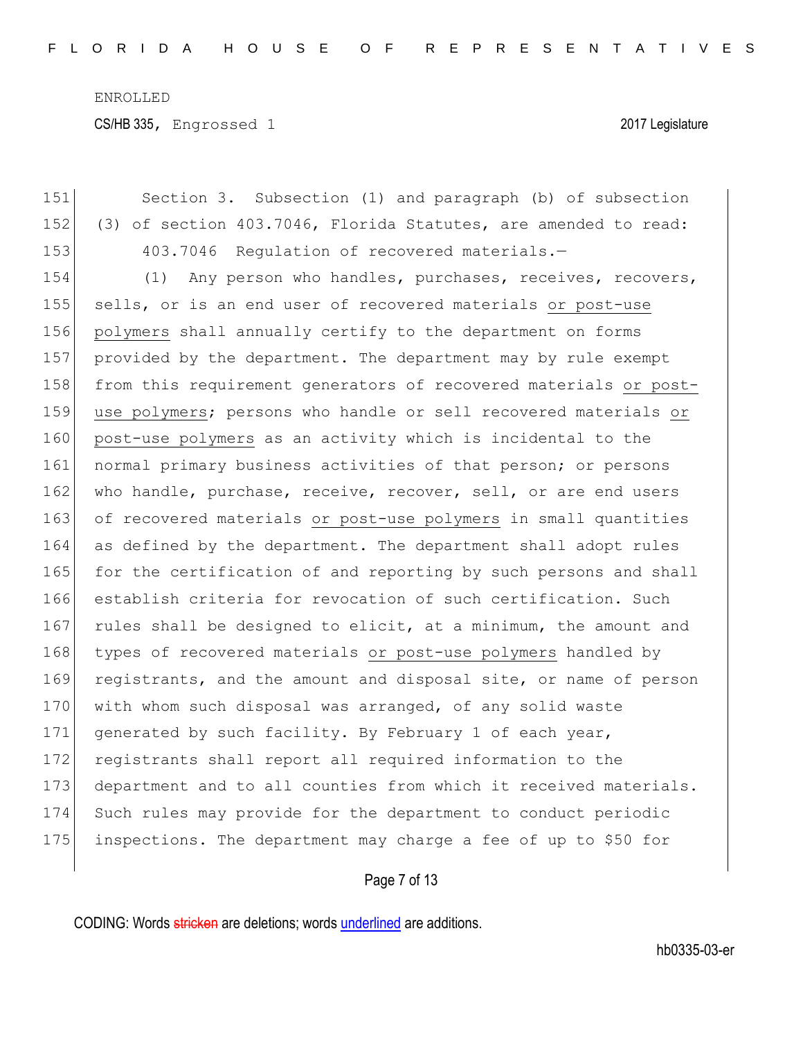Section 3. Subsection (1) and paragraph (b) of subsection (3) of section 403.7046, Florida Statutes, are amended to read:

403.7046 Regulation of recovered materials.—

(1) Any person who handles, purchases, receives, recovers, sells, or is an end user of recovered materials <u>or post-use polymers</u> shall annually certify to the department on forms provided by the department. The department may by rule exempt from this requirement generators of recovered materials <u>or post-use polymers</u>; persons who handle or sell recovered materials <u>or post-use polymers</u> as an activity which is incidental to the normal primary business activities of that person; or persons who handle, purchase, receive, recover, sell, or are end users of recovered materials <u>or post-use polymers</u> in small quantities as defined by the department. The department shall adopt rules for the certification of and reporting by such persons and shall establish criteria for revocation of such certification. Such rules shall be designed to elicit, at a minimum, the amount and types of recovered materials <u>or post-use polymers</u> handled by registrants, and the amount and disposal site, or name of person with whom such disposal was arranged, of any solid waste generated by such facility. By February 1 of each year, registrants shall report all required information to the department and to all counties from which it received materials. Such rules may provide for the department to conduct periodic inspections. The department may charge a fee of up to $50 for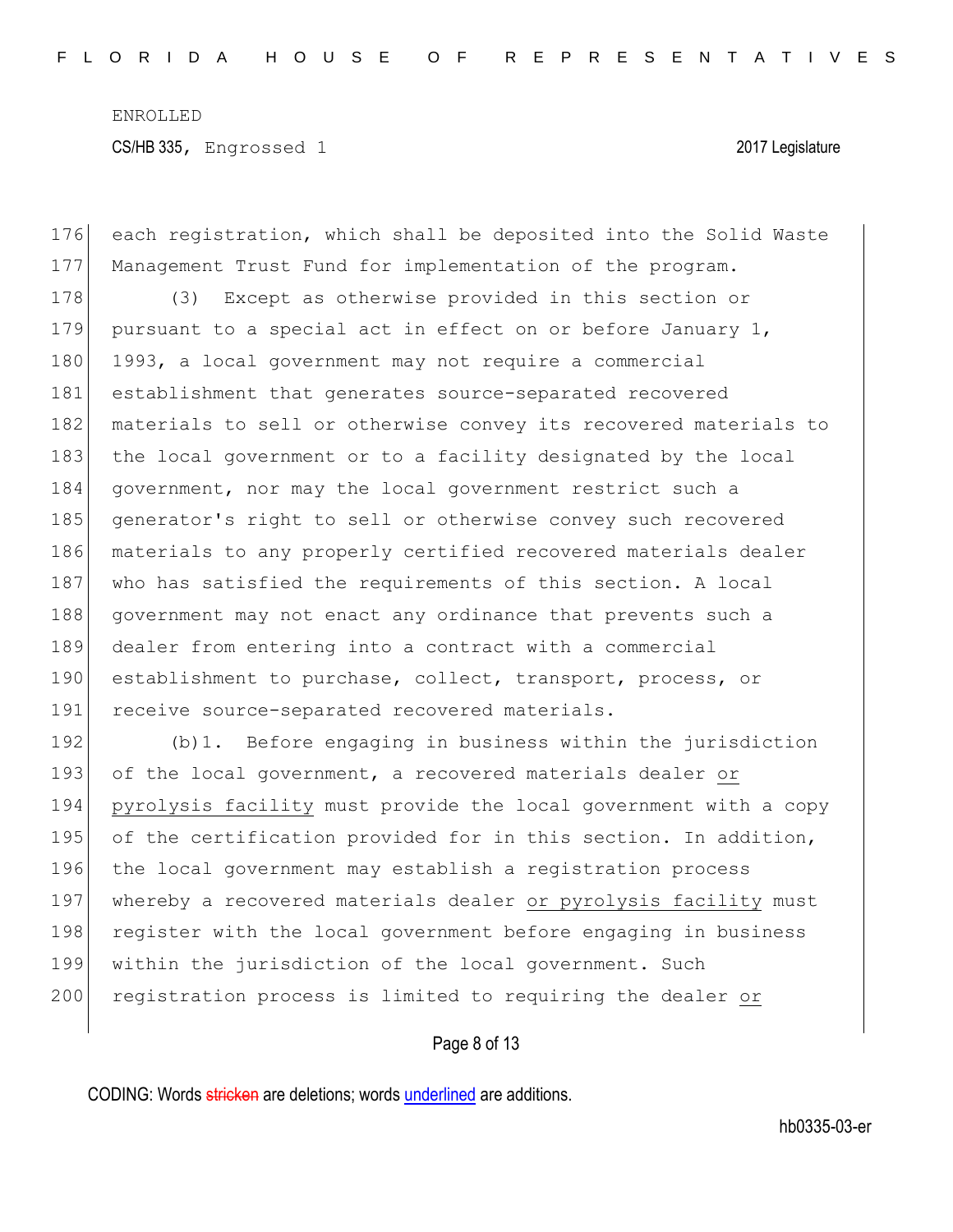each registration, which shall be deposited into the Solid Waste Management Trust Fund for implementation of the program.

(3) Except as otherwise provided in this section or pursuant to a special act in effect on or before January 1, 1993, a local government may not require a commercial establishment that generates source-separated recovered materials to sell or otherwise convey its recovered materials to the local government or to a facility designated by the local government, nor may the local government restrict such a generator's right to sell or otherwise convey such recovered materials to any properly certified recovered materials dealer who has satisfied the requirements of this section. A local government may not enact any ordinance that prevents such a dealer from entering into a contract with a commercial establishment to purchase, collect, transport, process, or receive source-separated recovered materials.

(b)1. Before engaging in business within the jurisdiction of the local government, a recovered materials dealer or pyrolysis facility must provide the local government with a copy of the certification provided for in this section. In addition, the local government may establish a registration process whereby a recovered materials dealer or pyrolysis facility must register with the local government before engaging in business within the jurisdiction of the local government. Such registration process is limited to requiring the dealer or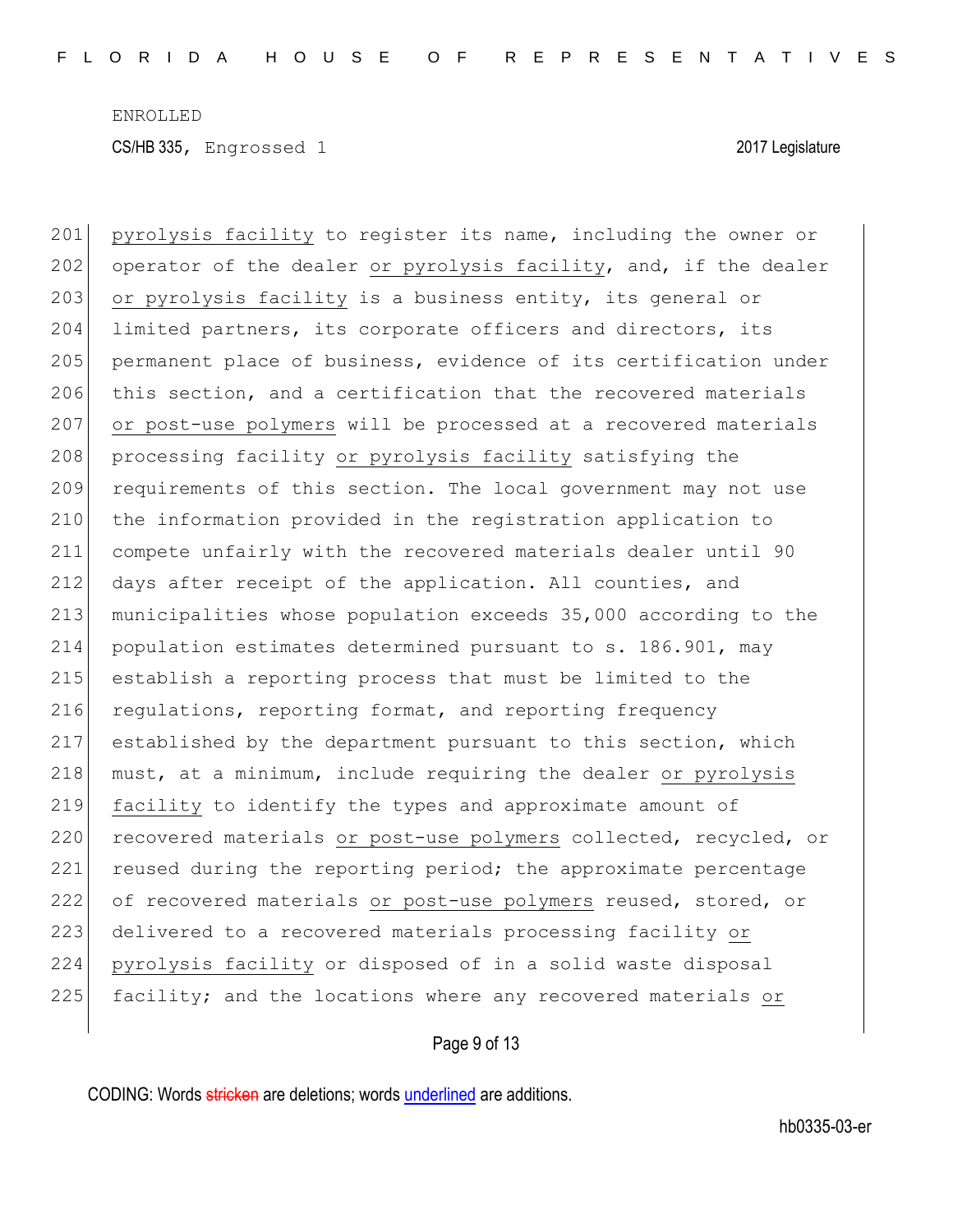201 pyrolysis facility to register its name, including the owner or
202 operator of the dealer or pyrolysis facility, and, if the dealer
203 or pyrolysis facility is a business entity, its general or
204 limited partners, its corporate officers and directors, its
205 permanent place of business, evidence of its certification under
206 this section, and a certification that the recovered materials
207 or post-use polymers will be processed at a recovered materials
208 processing facility or pyrolysis facility satisfying the
209 requirements of this section. The local government may not use
210 the information provided in the registration application to
211 compete unfairly with the recovered materials dealer until 90
212 days after receipt of the application. All counties, and
213 municipalities whose population exceeds 35,000 according to the
214 population estimates determined pursuant to s. 186.901, may
215 establish a reporting process that must be limited to the
216 regulations, reporting format, and reporting frequency
217 established by the department pursuant to this section, which
218 must, at a minimum, include requiring the dealer or pyrolysis
219 facility to identify the types and approximate amount of
220 recovered materials or post-use polymers collected, recycled, or
221 reused during the reporting period; the approximate percentage
222 of recovered materials or post-use polymers reused, stored, or
223 delivered to a recovered materials processing facility or
224 pyrolysis facility or disposed of in a solid waste disposal
225 facility; and the locations where any recovered materials or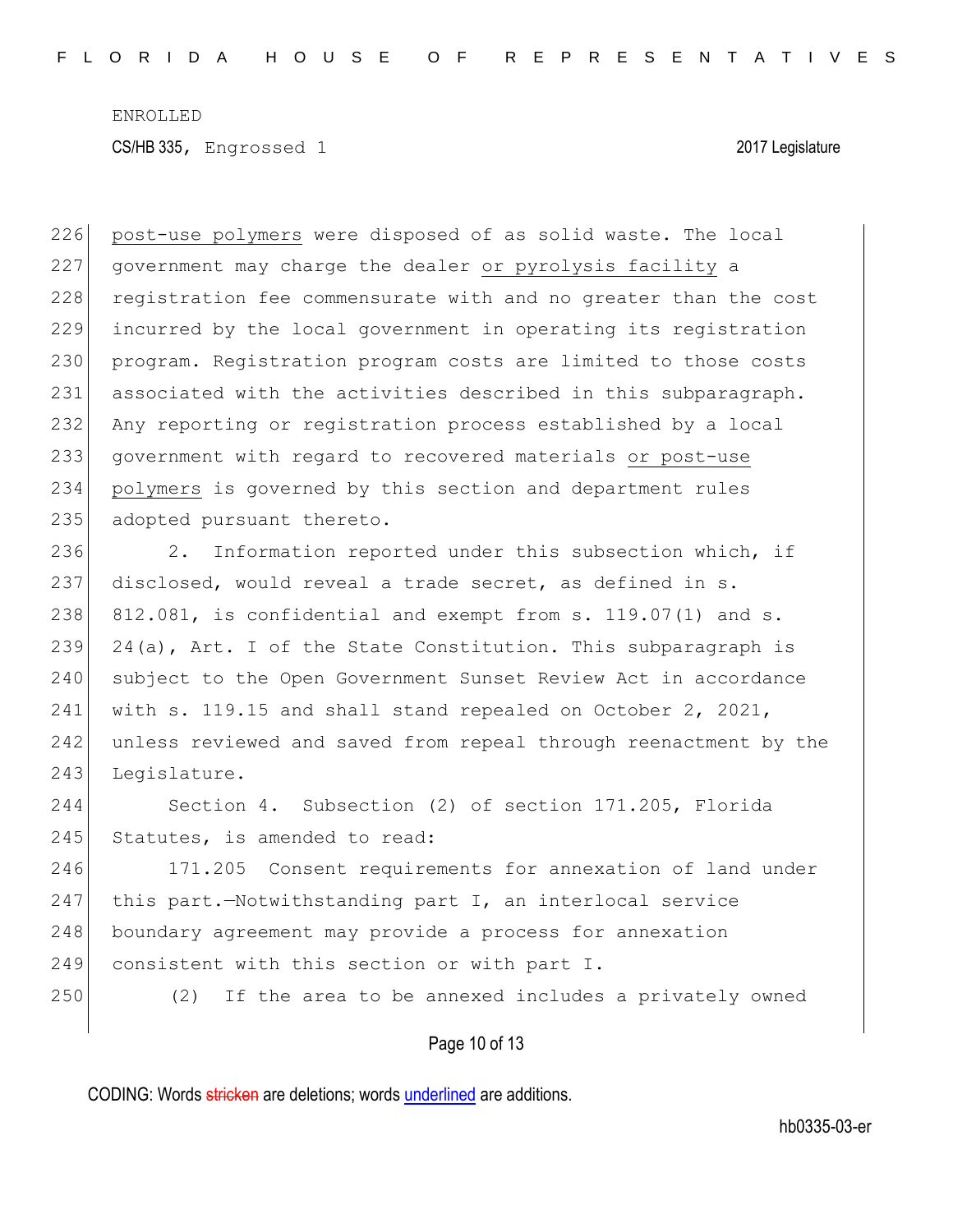post-use polymers were disposed of as solid waste. The local government may charge the dealer or pyrolysis facility a registration fee commensurate with and no greater than the cost incurred by the local government in operating its registration program. Registration program costs are limited to those costs associated with the activities described in this subparagraph. Any reporting or registration process established by a local government with regard to recovered materials or post-use polymers is governed by this section and department rules adopted pursuant thereto.

2. Information reported under this subsection which, if disclosed, would reveal a trade secret, as defined in s. 812.081, is confidential and exempt from s. 119.07(1) and s. 24(a), Art. I of the State Constitution. This subparagraph is subject to the Open Government Sunset Review Act in accordance with s. 119.15 and shall stand repealed on October 2, 2021, unless reviewed and saved from repeal through reenactment by the Legislature.

Section 4. Subsection (2) of section 171.205, Florida Statutes, is amended to read:

171.205 Consent requirements for annexation of land under this part.—Notwithstanding part I, an interlocal service boundary agreement may provide a process for annexation consistent with this section or with part I.

(2) If the area to be annexed includes a privately owned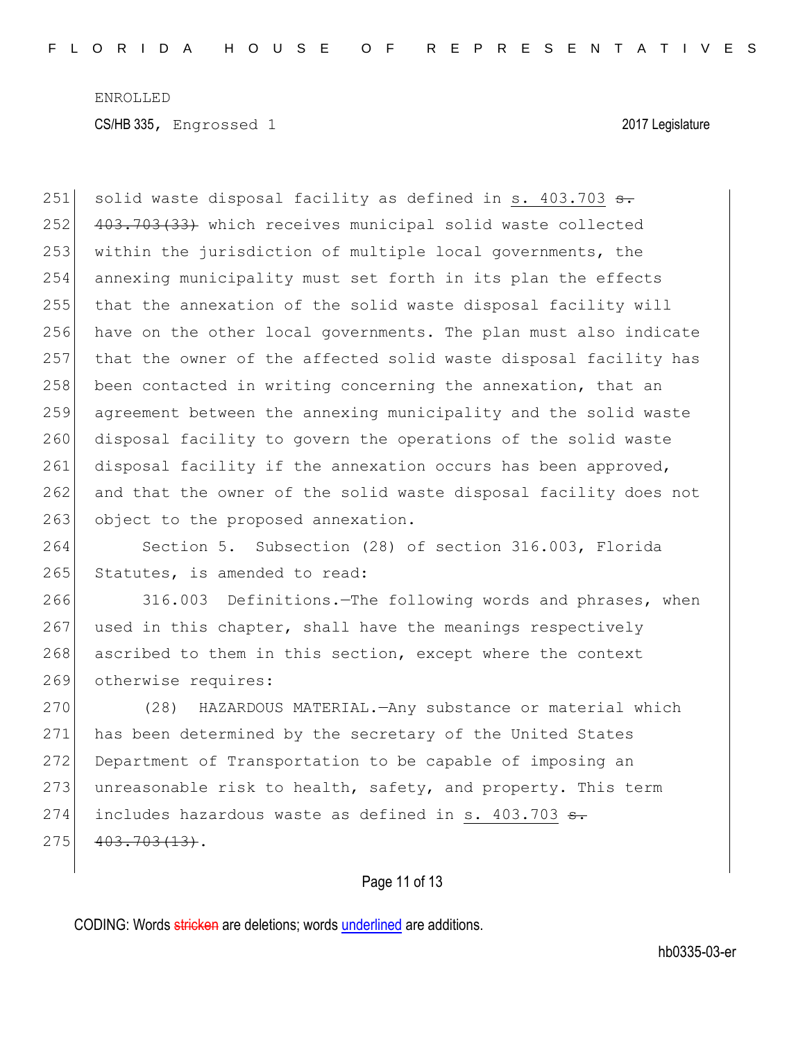solid waste disposal facility as defined in s. 403.703 ~~s. 403.703(33)~~ which receives municipal solid waste collected within the jurisdiction of multiple local governments, the annexing municipality must set forth in its plan the effects that the annexation of the solid waste disposal facility will have on the other local governments. The plan must also indicate that the owner of the affected solid waste disposal facility has been contacted in writing concerning the annexation, that an agreement between the annexing municipality and the solid waste disposal facility to govern the operations of the solid waste disposal facility if the annexation occurs has been approved, and that the owner of the solid waste disposal facility does not object to the proposed annexation.

Section 5. Subsection (28) of section 316.003, Florida Statutes, is amended to read:

316.003 Definitions.—The following words and phrases, when used in this chapter, shall have the meanings respectively ascribed to them in this section, except where the context otherwise requires:

(28) HAZARDOUS MATERIAL.—Any substance or material which has been determined by the secretary of the United States Department of Transportation to be capable of imposing an unreasonable risk to health, safety, and property. This term includes hazardous waste as defined in s. 403.703 ~~s. 403.703(13)~~.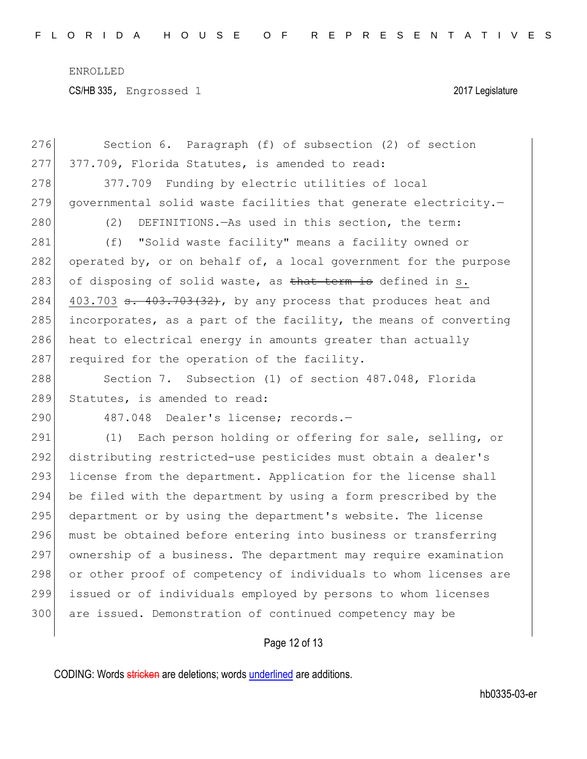Section 6. Paragraph (f) of subsection (2) of section 377.709, Florida Statutes, is amended to read:

377.709 Funding by electric utilities of local governmental solid waste facilities that generate electricity.—

(2) DEFINITIONS.—As used in this section, the term:

(f) "Solid waste facility" means a facility owned or operated by, or on behalf of, a local government for the purpose of disposing of solid waste, as ~~that term is~~ defined in s. 403.703 ~~s. 403.703(32)~~, by any process that produces heat and incorporates, as a part of the facility, the means of converting heat to electrical energy in amounts greater than actually required for the operation of the facility.

Section 7. Subsection (1) of section 487.048, Florida Statutes, is amended to read:

487.048 Dealer's license; records.—

(1) Each person holding or offering for sale, selling, or distributing restricted-use pesticides must obtain a dealer's license from the department. Application for the license shall be filed with the department by using a form prescribed by the department or by using the department's website. The license must be obtained before entering into business or transferring ownership of a business. The department may require examination or other proof of competency of individuals to whom licenses are issued or of individuals employed by persons to whom licenses are issued. Demonstration of continued competency may be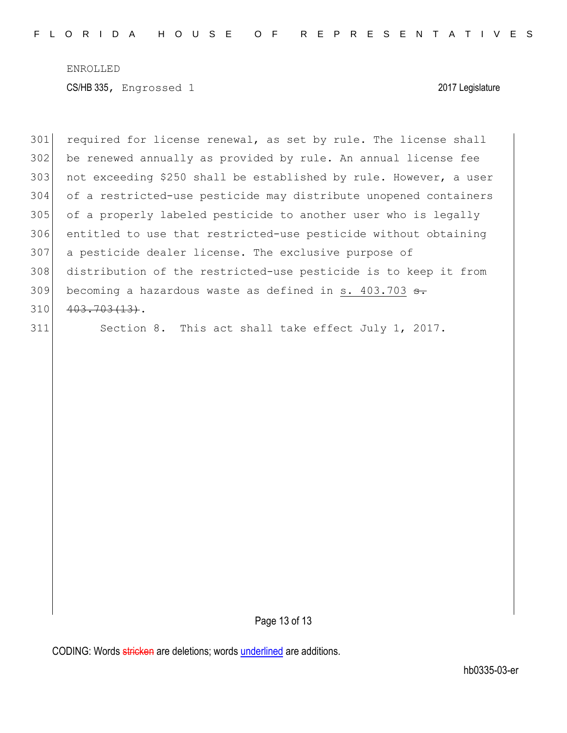ENROLLED

CS/HB 335, Engrossed 1 2017 Legislature

301 required for license renewal, as set by rule. The license shall
302 be renewed annually as provided by rule. An annual license fee
303 not exceeding $250 shall be established by rule. However, a user
304 of a restricted-use pesticide may distribute unopened containers
305 of a properly labeled pesticide to another user who is legally
306 entitled to use that restricted-use pesticide without obtaining
307 a pesticide dealer license. The exclusive purpose of
308 distribution of the restricted-use pesticide is to keep it from
309 becoming a hazardous waste as defined in s. 403.703 ~~s.~~
310 ~~403.703(13)~~.

311 Section 8. This act shall take effect July 1, 2017.

CODING: Words ~~stricken~~ are deletions; words underlined are additions.

hb0335-03-er